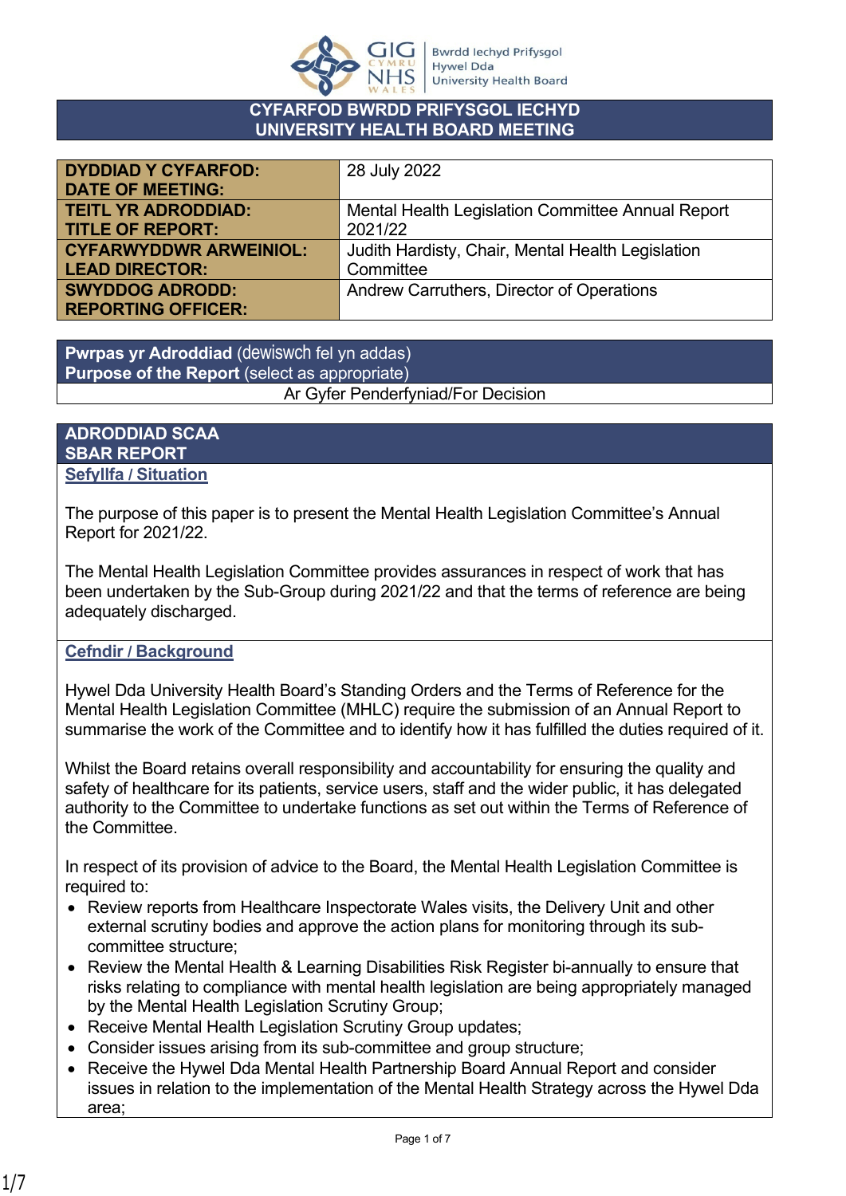**CYFARFOD BWRDD PRIFYSGOL IECHYD**
**UNIVERSITY HEALTH BOARD MEETING**

| | |
|---|---|
| **DYDDIAD Y CYFARFOD:** **DATE OF MEETING:** | 28 July 2022 |
| **TEITL YR ADRODDIAD:** **TITLE OF REPORT:** | Mental Health Legislation Committee Annual Report 2021/22 |
| **CYFARWYDDWR ARWEINIOL:** **LEAD DIRECTOR:** | Judith Hardisty, Chair, Mental Health Legislation Committee |
| **SWYDDOG ADRODD:** **REPORTING OFFICER:** | Andrew Carruthers, Director of Operations |

| **Pwrpas yr Adroddiad** (dewiswch fel yn addas) **Purpose of the Report** (select as appropriate) |
|---|
| Ar Gyfer Penderfyniad/For Decision |

## ADRODDIAD SCAA
## SBAR REPORT

### Sefyllfa / Situation

The purpose of this paper is to present the Mental Health Legislation Committee's Annual Report for 2021/22.

The Mental Health Legislation Committee provides assurances in respect of work that has been undertaken by the Sub-Group during 2021/22 and that the terms of reference are being adequately discharged.

### Cefndir / Background

Hywel Dda University Health Board's Standing Orders and the Terms of Reference for the Mental Health Legislation Committee (MHLC) require the submission of an Annual Report to summarise the work of the Committee and to identify how it has fulfilled the duties required of it.

Whilst the Board retains overall responsibility and accountability for ensuring the quality and safety of healthcare for its patients, service users, staff and the wider public, it has delegated authority to the Committee to undertake functions as set out within the Terms of Reference of the Committee.

In respect of its provision of advice to the Board, the Mental Health Legislation Committee is required to:

- Review reports from Healthcare Inspectorate Wales visits, the Delivery Unit and other external scrutiny bodies and approve the action plans for monitoring through its sub-committee structure;
- Review the Mental Health & Learning Disabilities Risk Register bi-annually to ensure that risks relating to compliance with mental health legislation are being appropriately managed by the Mental Health Legislation Scrutiny Group;
- Receive Mental Health Legislation Scrutiny Group updates;
- Consider issues arising from its sub-committee and group structure;
- Receive the Hywel Dda Mental Health Partnership Board Annual Report and consider issues in relation to the implementation of the Mental Health Strategy across the Hywel Dda area;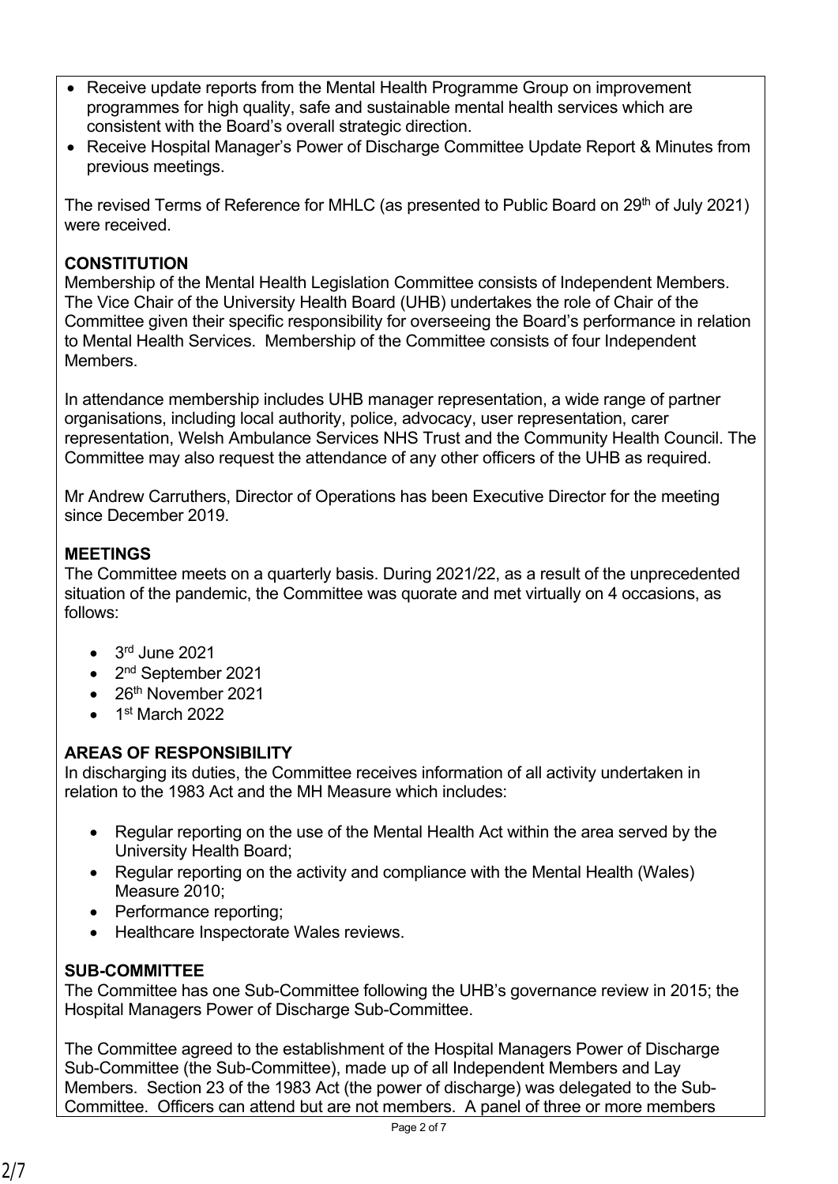- Receive update reports from the Mental Health Programme Group on improvement programmes for high quality, safe and sustainable mental health services which are consistent with the Board's overall strategic direction.
- Receive Hospital Manager's Power of Discharge Committee Update Report & Minutes from previous meetings.

The revised Terms of Reference for MHLC (as presented to Public Board on 29th of July 2021) were received.

**CONSTITUTION**

Membership of the Mental Health Legislation Committee consists of Independent Members. The Vice Chair of the University Health Board (UHB) undertakes the role of Chair of the Committee given their specific responsibility for overseeing the Board's performance in relation to Mental Health Services. Membership of the Committee consists of four Independent Members.

In attendance membership includes UHB manager representation, a wide range of partner organisations, including local authority, police, advocacy, user representation, carer representation, Welsh Ambulance Services NHS Trust and the Community Health Council. The Committee may also request the attendance of any other officers of the UHB as required.

Mr Andrew Carruthers, Director of Operations has been Executive Director for the meeting since December 2019.

**MEETINGS**

The Committee meets on a quarterly basis. During 2021/22, as a result of the unprecedented situation of the pandemic, the Committee was quorate and met virtually on 4 occasions, as follows:

- 3rd June 2021
- 2nd September 2021
- 26th November 2021
- 1st March 2022

**AREAS OF RESPONSIBILITY**

In discharging its duties, the Committee receives information of all activity undertaken in relation to the 1983 Act and the MH Measure which includes:

- Regular reporting on the use of the Mental Health Act within the area served by the University Health Board;
- Regular reporting on the activity and compliance with the Mental Health (Wales) Measure 2010;
- Performance reporting;
- Healthcare Inspectorate Wales reviews.

**SUB-COMMITTEE**

The Committee has one Sub-Committee following the UHB's governance review in 2015; the Hospital Managers Power of Discharge Sub-Committee.

The Committee agreed to the establishment of the Hospital Managers Power of Discharge Sub-Committee (the Sub-Committee), made up of all Independent Members and Lay Members. Section 23 of the 1983 Act (the power of discharge) was delegated to the Sub-Committee. Officers can attend but are not members. A panel of three or more members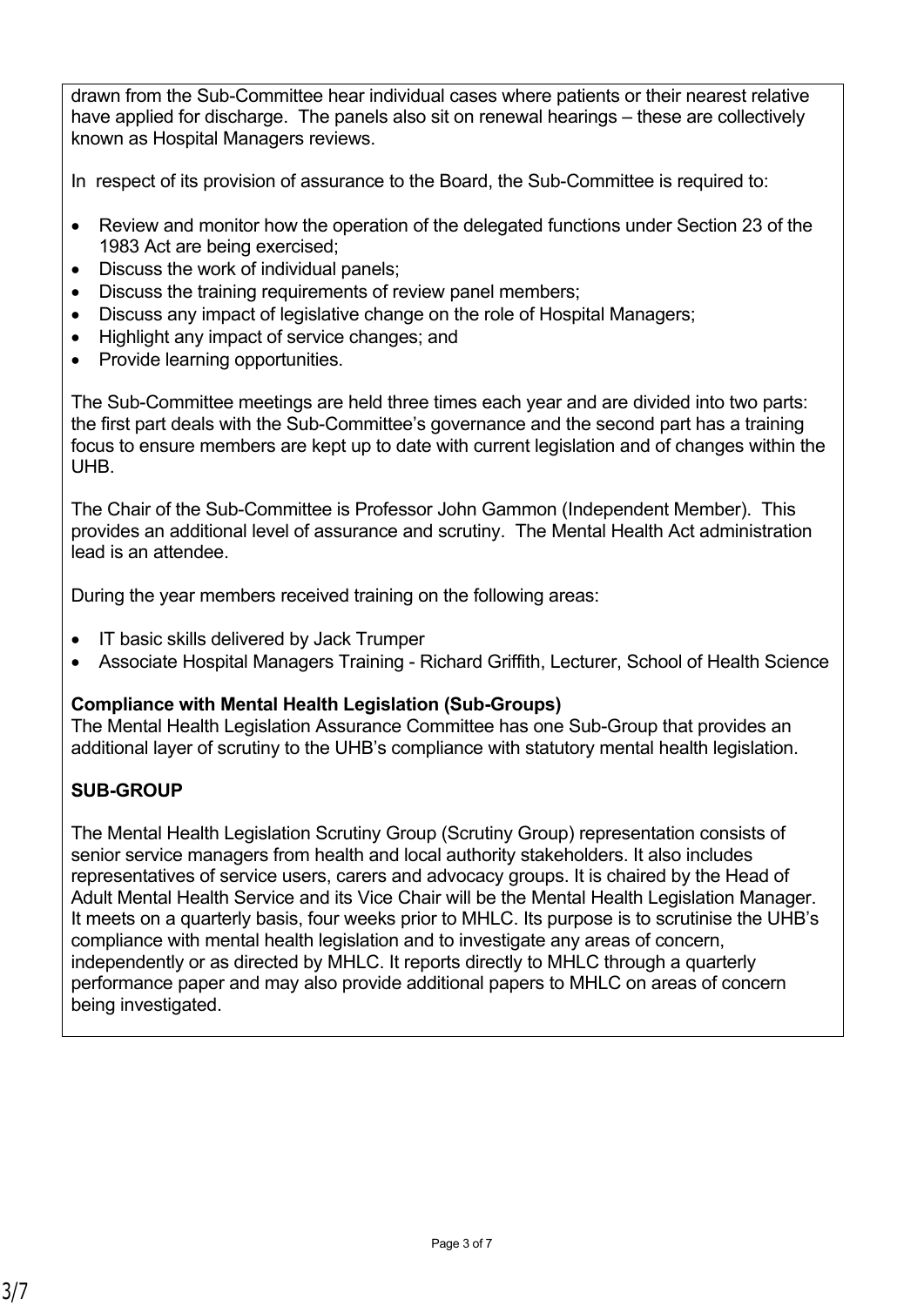drawn from the Sub-Committee hear individual cases where patients or their nearest relative have applied for discharge. The panels also sit on renewal hearings – these are collectively known as Hospital Managers reviews.

In respect of its provision of assurance to the Board, the Sub-Committee is required to:

- Review and monitor how the operation of the delegated functions under Section 23 of the 1983 Act are being exercised;
- Discuss the work of individual panels;
- Discuss the training requirements of review panel members;
- Discuss any impact of legislative change on the role of Hospital Managers;
- Highlight any impact of service changes; and
- Provide learning opportunities.

The Sub-Committee meetings are held three times each year and are divided into two parts: the first part deals with the Sub-Committee's governance and the second part has a training focus to ensure members are kept up to date with current legislation and of changes within the UHB.

The Chair of the Sub-Committee is Professor John Gammon (Independent Member). This provides an additional level of assurance and scrutiny. The Mental Health Act administration lead is an attendee.

During the year members received training on the following areas:

- IT basic skills delivered by Jack Trumper
- Associate Hospital Managers Training - Richard Griffith, Lecturer, School of Health Science

**Compliance with Mental Health Legislation (Sub-Groups)**
The Mental Health Legislation Assurance Committee has one Sub-Group that provides an additional layer of scrutiny to the UHB's compliance with statutory mental health legislation.

**SUB-GROUP**

The Mental Health Legislation Scrutiny Group (Scrutiny Group) representation consists of senior service managers from health and local authority stakeholders. It also includes representatives of service users, carers and advocacy groups. It is chaired by the Head of Adult Mental Health Service and its Vice Chair will be the Mental Health Legislation Manager. It meets on a quarterly basis, four weeks prior to MHLC. Its purpose is to scrutinise the UHB's compliance with mental health legislation and to investigate any areas of concern, independently or as directed by MHLC. It reports directly to MHLC through a quarterly performance paper and may also provide additional papers to MHLC on areas of concern being investigated.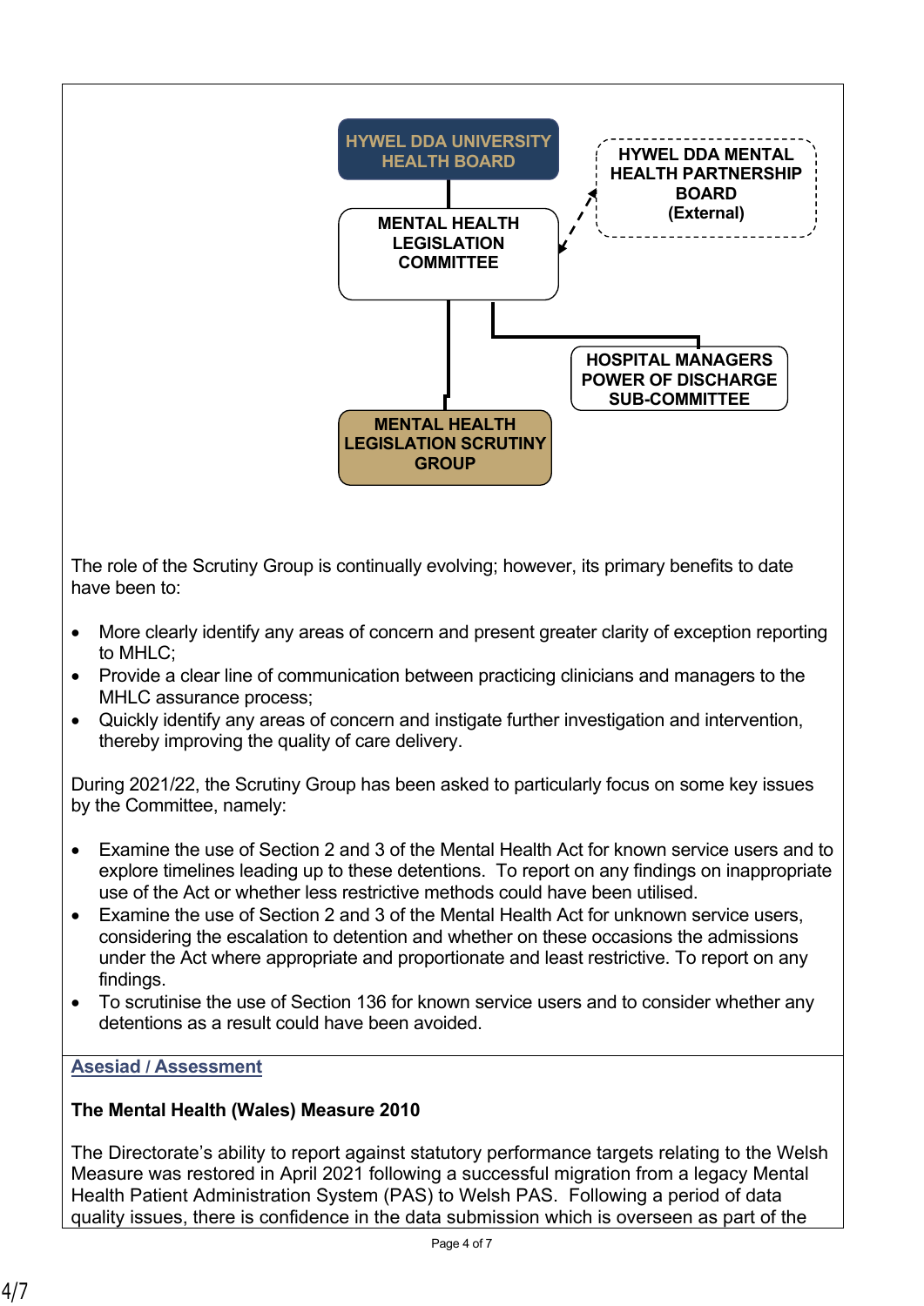HYWEL DDA UNIVERSITY HEALTH BOARD

MENTAL HEALTH LEGISLATION COMMITTEE

HYWEL DDA MENTAL HEALTH PARTNERSHIP BOARD (External)

HOSPITAL MANAGERS POWER OF DISCHARGE SUB-COMMITTEE

MENTAL HEALTH LEGISLATION SCRUTINY GROUP

The role of the Scrutiny Group is continually evolving; however, its primary benefits to date have been to:

- More clearly identify any areas of concern and present greater clarity of exception reporting to MHLC;
- Provide a clear line of communication between practicing clinicians and managers to the MHLC assurance process;
- Quickly identify any areas of concern and instigate further investigation and intervention, thereby improving the quality of care delivery.

During 2021/22, the Scrutiny Group has been asked to particularly focus on some key issues by the Committee, namely:

- Examine the use of Section 2 and 3 of the Mental Health Act for known service users and to explore timelines leading up to these detentions. To report on any findings on inappropriate use of the Act or whether less restrictive methods could have been utilised.
- Examine the use of Section 2 and 3 of the Mental Health Act for unknown service users, considering the escalation to detention and whether on these occasions the admissions under the Act where appropriate and proportionate and least restrictive. To report on any findings.
- To scrutinise the use of Section 136 for known service users and to consider whether any detentions as a result could have been avoided.

## Asesiad / Assessment

**The Mental Health (Wales) Measure 2010**

The Directorate's ability to report against statutory performance targets relating to the Welsh Measure was restored in April 2021 following a successful migration from a legacy Mental Health Patient Administration System (PAS) to Welsh PAS. Following a period of data quality issues, there is confidence in the data submission which is overseen as part of the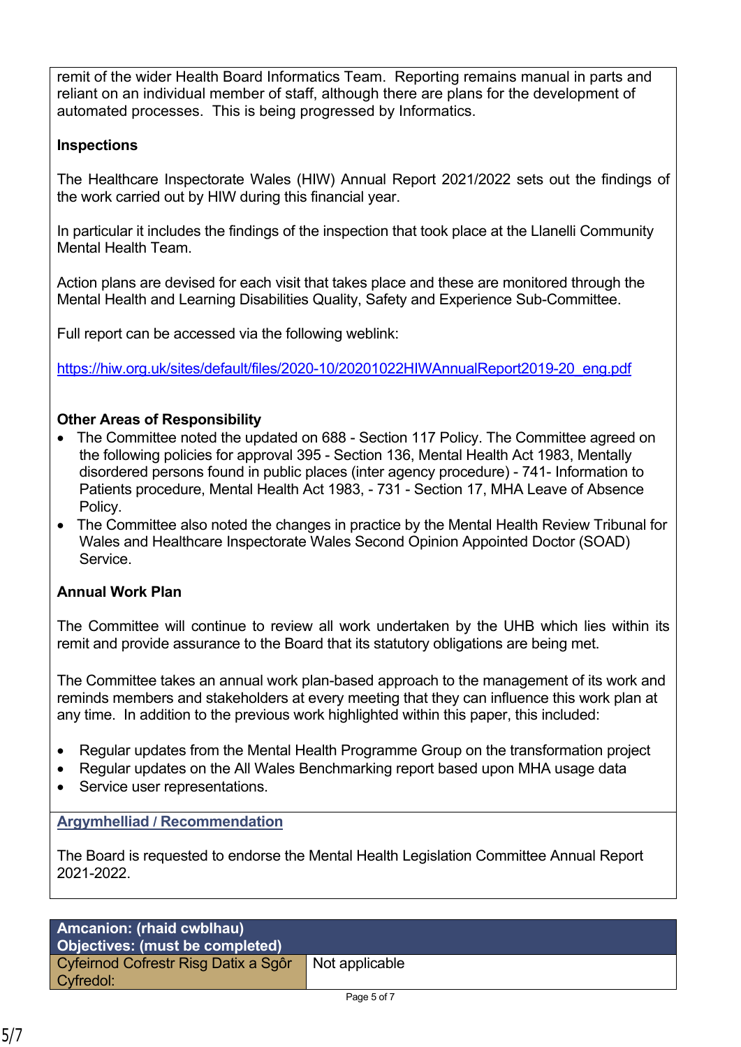remit of the wider Health Board Informatics Team. Reporting remains manual in parts and reliant on an individual member of staff, although there are plans for the development of automated processes. This is being progressed by Informatics.

**Inspections**

The Healthcare Inspectorate Wales (HIW) Annual Report 2021/2022 sets out the findings of the work carried out by HIW during this financial year.

In particular it includes the findings of the inspection that took place at the Llanelli Community Mental Health Team.

Action plans are devised for each visit that takes place and these are monitored through the Mental Health and Learning Disabilities Quality, Safety and Experience Sub-Committee.

Full report can be accessed via the following weblink:

https://hiw.org.uk/sites/default/files/2020-10/20201022HIWAnnualReport2019-20_eng.pdf

**Other Areas of Responsibility**

- The Committee noted the updated on 688 - Section 117 Policy. The Committee agreed on the following policies for approval 395 - Section 136, Mental Health Act 1983, Mentally disordered persons found in public places (inter agency procedure) - 741- Information to Patients procedure, Mental Health Act 1983, - 731 - Section 17, MHA Leave of Absence Policy.
- The Committee also noted the changes in practice by the Mental Health Review Tribunal for Wales and Healthcare Inspectorate Wales Second Opinion Appointed Doctor (SOAD) Service.

**Annual Work Plan**

The Committee will continue to review all work undertaken by the UHB which lies within its remit and provide assurance to the Board that its statutory obligations are being met.

The Committee takes an annual work plan-based approach to the management of its work and reminds members and stakeholders at every meeting that they can influence this work plan at any time. In addition to the previous work highlighted within this paper, this included:

- Regular updates from the Mental Health Programme Group on the transformation project
- Regular updates on the All Wales Benchmarking report based upon MHA usage data
- Service user representations.

**Argymhelliad / Recommendation**

The Board is requested to endorse the Mental Health Legislation Committee Annual Report 2021-2022.

| **Amcanion: (rhaid cwblhau)**<br>**Objectives: (must be completed)** | |
|---|---|
| Cyfeirnod Cofrestr Risg Datix a Sgôr Cyfredol: | Not applicable |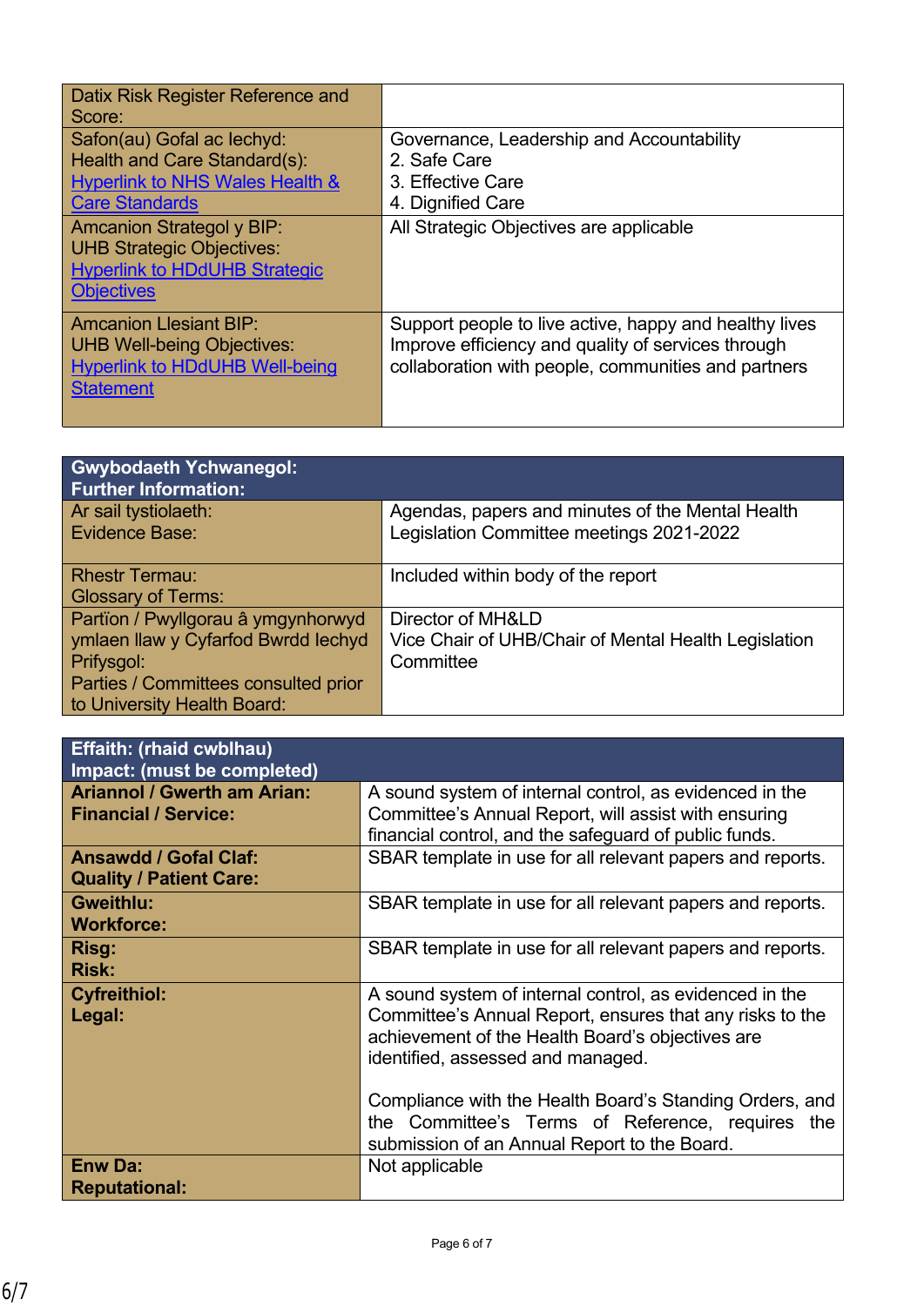| Datix Risk Register Reference and Score: | |
|---|---|
| Safon(au) Gofal ac Iechyd:<br>Health and Care Standard(s):<br>[Hyperlink to NHS Wales Health & Care Standards](#) | Governance, Leadership and Accountability<br>2. Safe Care<br>3. Effective Care<br>4. Dignified Care |
| Amcanion Strategol y BIP:<br>UHB Strategic Objectives:<br>[Hyperlink to HDdUHB Strategic Objectives](#) | All Strategic Objectives are applicable |
| Amcanion Llesiant BIP:<br>UHB Well-being Objectives:<br>[Hyperlink to HDdUHB Well-being Statement](#) | Support people to live active, happy and healthy lives<br>Improve efficiency and quality of services through collaboration with people, communities and partners |

| **Gwybodaeth Ychwanegol:<br>Further Information:** | |
|---|---|
| Ar sail tystiolaeth:<br>Evidence Base: | Agendas, papers and minutes of the Mental Health Legislation Committee meetings 2021-2022 |
| Rhestr Termau:<br>Glossary of Terms: | Included within body of the report |
| Partïon / Pwyllgorau â ymgynhorwyd ymlaen llaw y Cyfarfod Bwrdd Iechyd Prifysgol:<br>Parties / Committees consulted prior to University Health Board: | Director of MH&LD<br>Vice Chair of UHB/Chair of Mental Health Legislation Committee |

| **Effaith: (rhaid cwblhau)<br>Impact: (must be completed)** | |
|---|---|
| **Ariannol / Gwerth am Arian:<br>Financial / Service:** | A sound system of internal control, as evidenced in the Committee's Annual Report, will assist with ensuring financial control, and the safeguard of public funds. |
| **Ansawdd / Gofal Claf:<br>Quality / Patient Care:** | SBAR template in use for all relevant papers and reports. |
| **Gweithlu:<br>Workforce:** | SBAR template in use for all relevant papers and reports. |
| **Risg:<br>Risk:** | SBAR template in use for all relevant papers and reports. |
| **Cyfreithiol:<br>Legal:** | A sound system of internal control, as evidenced in the Committee's Annual Report, ensures that any risks to the achievement of the Health Board's objectives are identified, assessed and managed.<br><br>Compliance with the Health Board's Standing Orders, and the Committee's Terms of Reference, requires the submission of an Annual Report to the Board. |
| **Enw Da:<br>Reputational:** | Not applicable |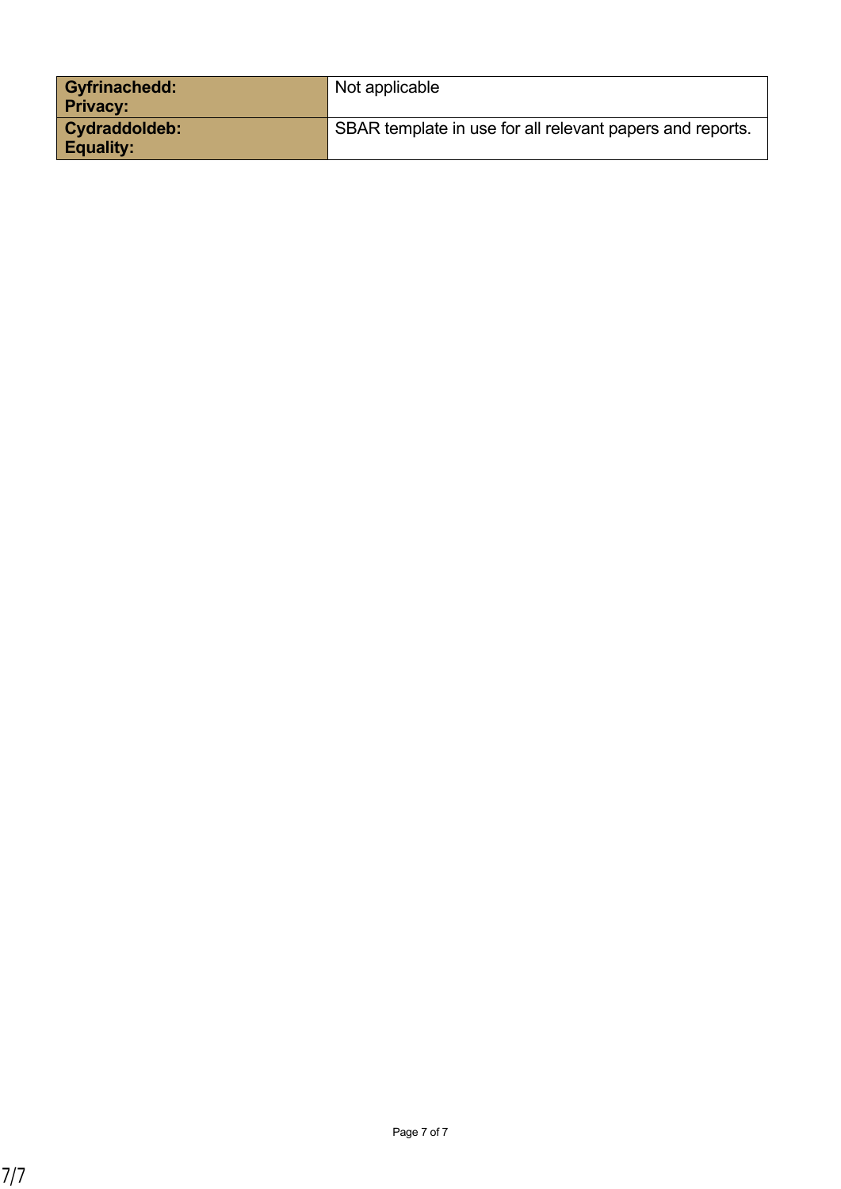| | |
|---|---|
| **Gyfrinachedd: Privacy:** | Not applicable |
| **Cydraddoldeb: Equality:** | SBAR template in use for all relevant papers and reports. |